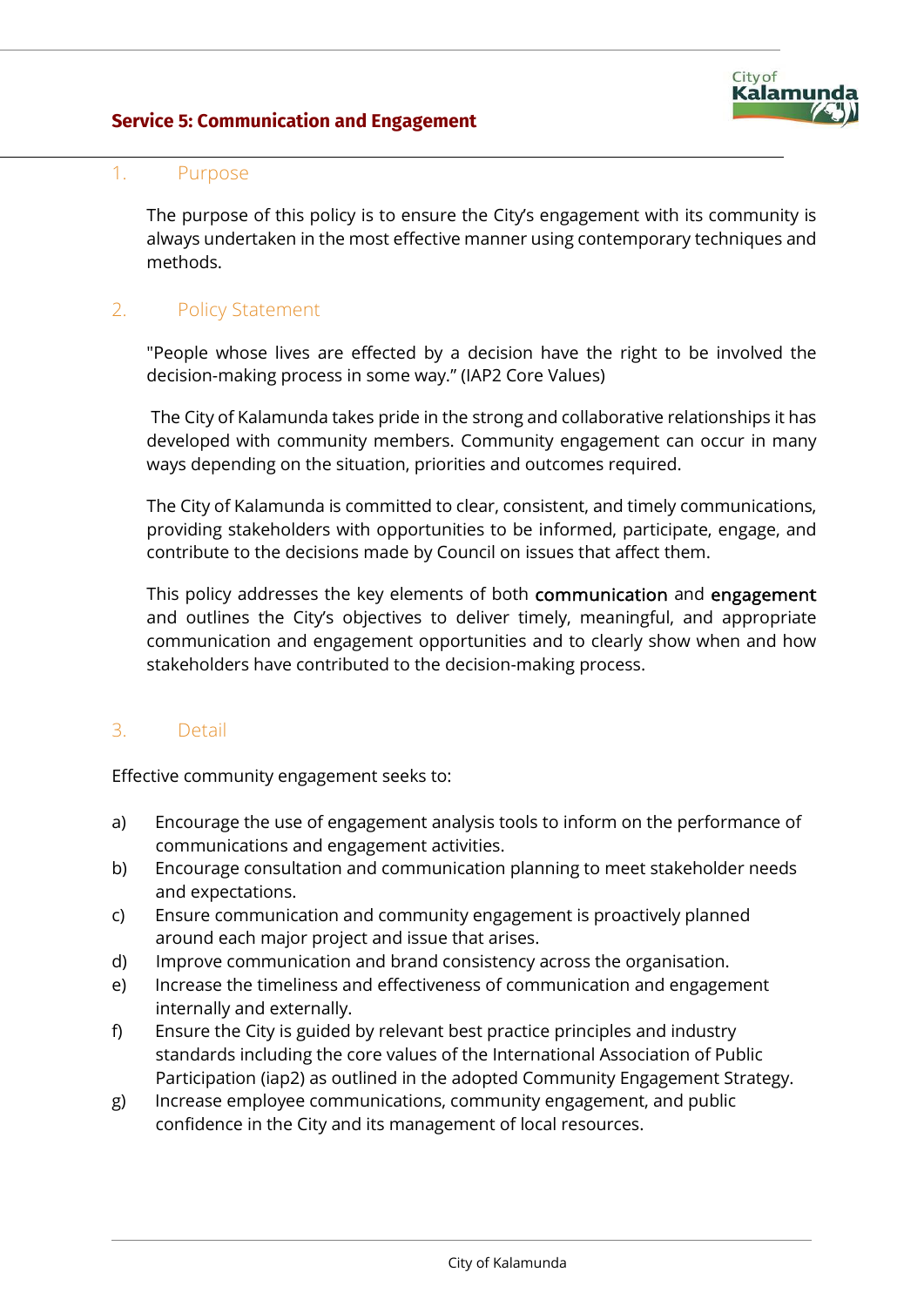# Service 5: Communication and Engagement

## 1. Purpose

The purpose of this policy is to ensure the City's engagement with its community is always undertaken in the most effective manner using contemporary techniques and methods.

## 2. Policy Statement

"People whose lives are effected by a decision have the right to be involved the decision-making process in some way." (IAP2 Core Values)

The City of Kalamunda takes pride in the strong and collaborative relationships it has developed with community members. Community engagement can occur in many ways depending on the situation, priorities and outcomes required.

The City of Kalamunda is committed to clear, consistent, and timely communications, providing stakeholders with opportunities to be informed, participate, engage, and contribute to the decisions made by Council on issues that affect them.

This policy addresses the key elements of both **communication** and **engagement** and outlines the City's objectives to deliver timely, meaningful, and appropriate communication and engagement opportunities and to clearly show when and how stakeholders have contributed to the decision-making process.

## 3. Detail

Effective community engagement seeks to:

a) Encourage the use of engagement analysis tools to inform on the performance of communications and engagement activities.

b) Encourage consultation and communication planning to meet stakeholder needs and expectations.

c) Ensure communication and community engagement is proactively planned around each major project and issue that arises.

d) Improve communication and brand consistency across the organisation.

e) Increase the timeliness and effectiveness of communication and engagement internally and externally.

f) Ensure the City is guided by relevant best practice principles and industry standards including the core values of the International Association of Public Participation (iap2) as outlined in the adopted Community Engagement Strategy.

g) Increase employee communications, community engagement, and public confidence in the City and its management of local resources.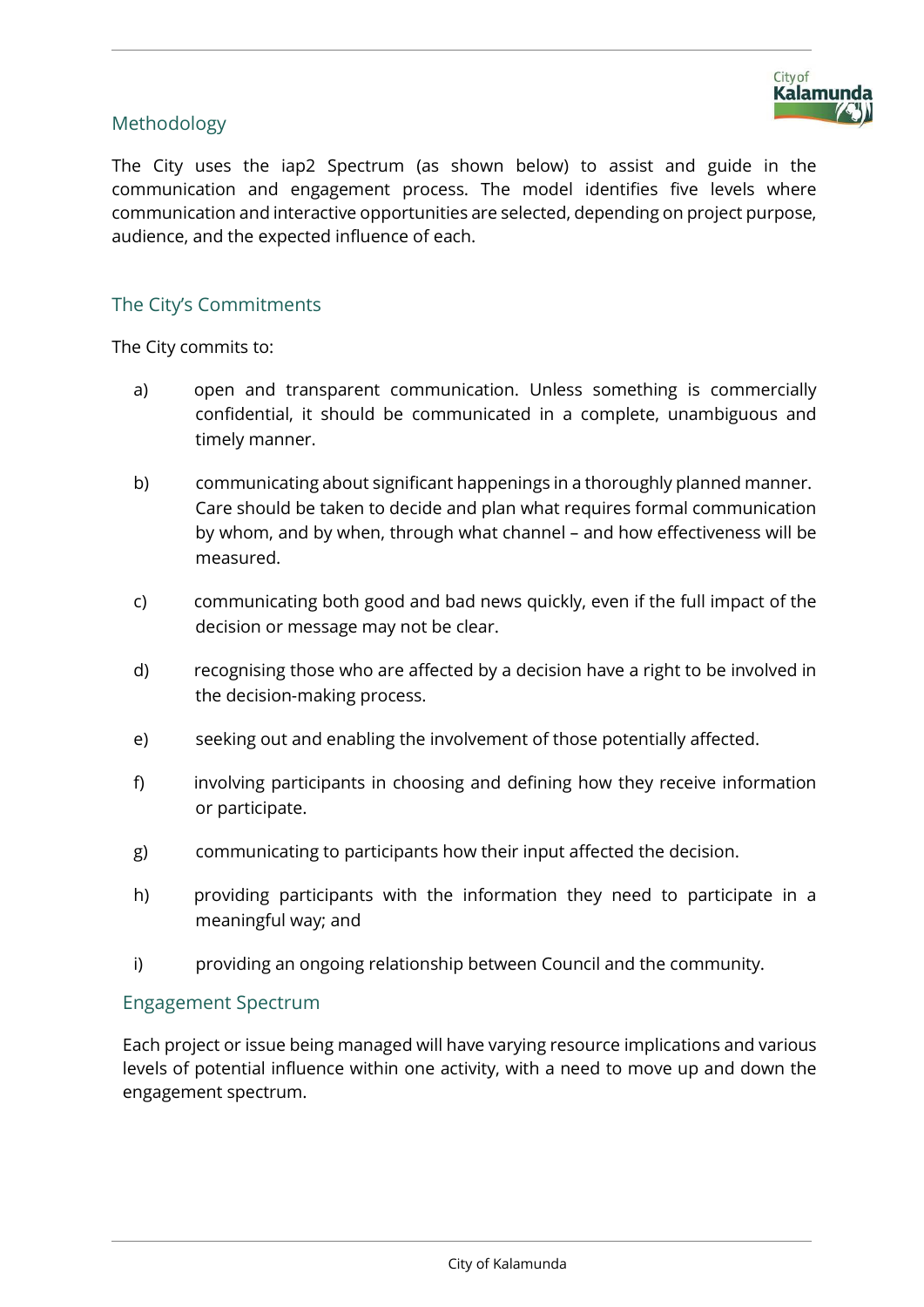## Methodology

The City uses the iap2 Spectrum (as shown below) to assist and guide in the communication and engagement process. The model identifies five levels where communication and interactive opportunities are selected, depending on project purpose, audience, and the expected influence of each.

## The City's Commitments

The City commits to:

a) open and transparent communication. Unless something is commercially confidential, it should be communicated in a complete, unambiguous and timely manner.

b) communicating about significant happenings in a thoroughly planned manner. Care should be taken to decide and plan what requires formal communication by whom, and by when, through what channel – and how effectiveness will be measured.

c) communicating both good and bad news quickly, even if the full impact of the decision or message may not be clear.

d) recognising those who are affected by a decision have a right to be involved in the decision-making process.

e) seeking out and enabling the involvement of those potentially affected.

f) involving participants in choosing and defining how they receive information or participate.

g) communicating to participants how their input affected the decision.

h) providing participants with the information they need to participate in a meaningful way; and

i) providing an ongoing relationship between Council and the community.

## Engagement Spectrum

Each project or issue being managed will have varying resource implications and various levels of potential influence within one activity, with a need to move up and down the engagement spectrum.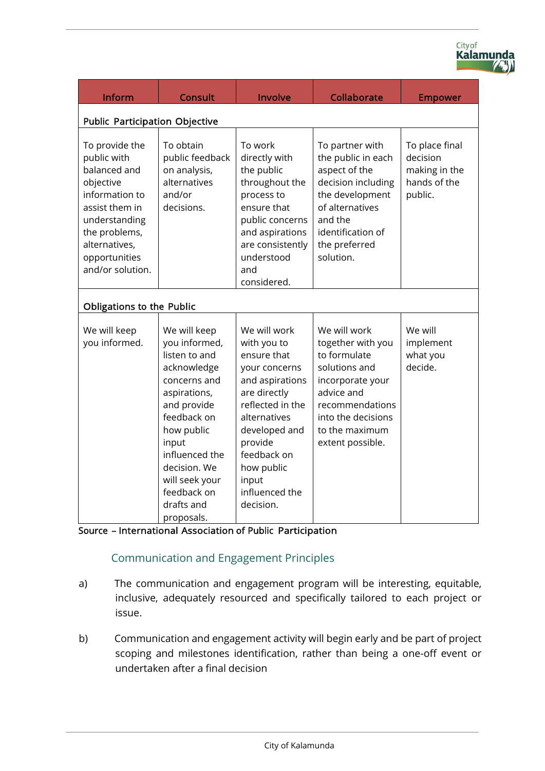| Inform | Consult | Involve | Collaborate | Empower |
|---|---|---|---|---|
| **Public Participation Objective** | | | | |
| To provide the public with balanced and objective information to assist them in understanding the problems, alternatives, opportunities and/or solution. | To obtain public feedback on analysis, alternatives and/or decisions. | To work directly with the public throughout the process to ensure that public concerns and aspirations are consistently understood and considered. | To partner with the public in each aspect of the decision including the development of alternatives and the identification of the preferred solution. | To place final decision making in the hands of the public. |
| **Obligations to the Public** | | | | |
| We will keep you informed. | We will keep you informed, listen to and acknowledge concerns and aspirations, and provide feedback on how public input influenced the decision. We will seek your feedback on drafts and proposals. | We will work with you to ensure that your concerns and aspirations are directly reflected in the alternatives developed and provide feedback on how public input influenced the decision. | We will work together with you to formulate solutions and incorporate your advice and recommendations into the decisions to the maximum extent possible. | We will implement what you decide. |

Source – International Association of Public Participation

## Communication and Engagement Principles

a) The communication and engagement program will be interesting, equitable, inclusive, adequately resourced and specifically tailored to each project or issue.

b) Communication and engagement activity will begin early and be part of project scoping and milestones identification, rather than being a one-off event or undertaken after a final decision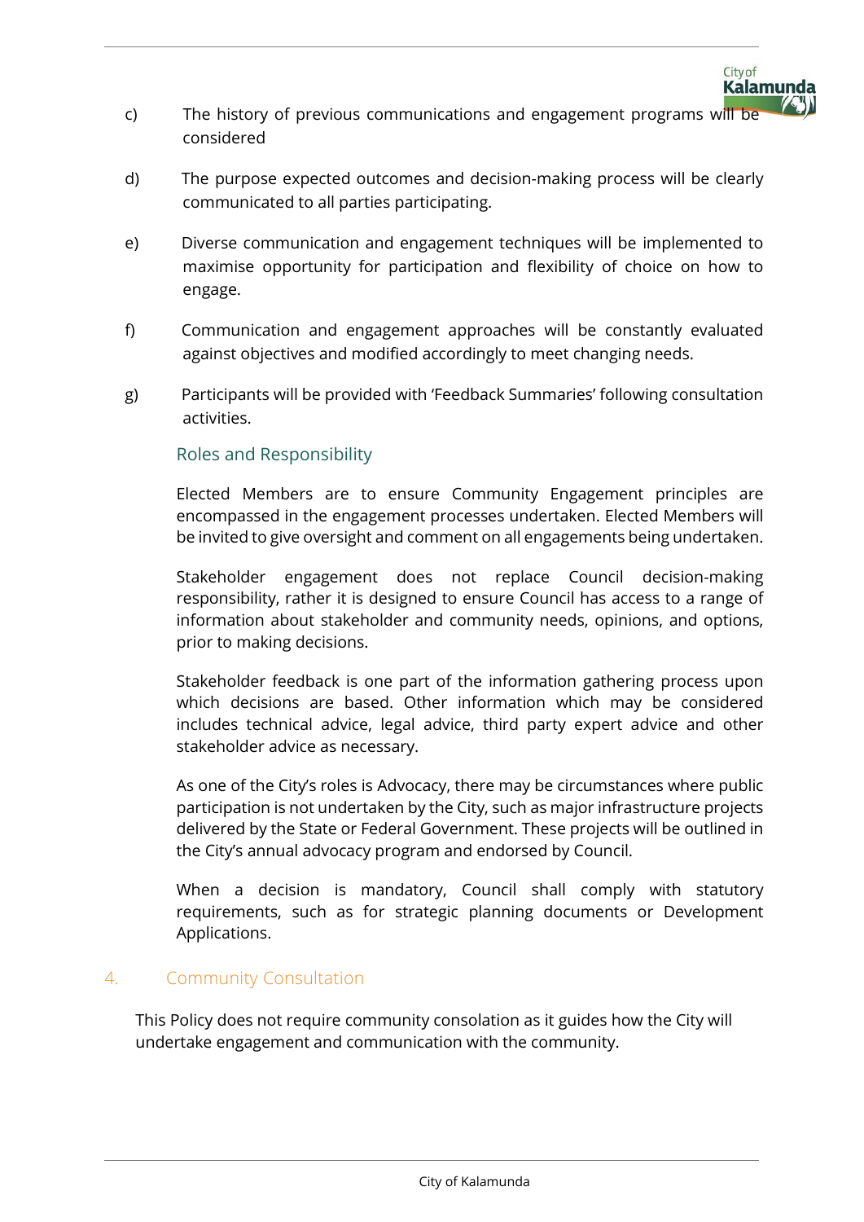c) The history of previous communications and engagement programs will be considered

d) The purpose expected outcomes and decision-making process will be clearly communicated to all parties participating.

e) Diverse communication and engagement techniques will be implemented to maximise opportunity for participation and flexibility of choice on how to engage.

f) Communication and engagement approaches will be constantly evaluated against objectives and modified accordingly to meet changing needs.

g) Participants will be provided with 'Feedback Summaries' following consultation activities.

### Roles and Responsibility

Elected Members are to ensure Community Engagement principles are encompassed in the engagement processes undertaken. Elected Members will be invited to give oversight and comment on all engagements being undertaken.

Stakeholder engagement does not replace Council decision-making responsibility, rather it is designed to ensure Council has access to a range of information about stakeholder and community needs, opinions, and options, prior to making decisions.

Stakeholder feedback is one part of the information gathering process upon which decisions are based. Other information which may be considered includes technical advice, legal advice, third party expert advice and other stakeholder advice as necessary.

As one of the City's roles is Advocacy, there may be circumstances where public participation is not undertaken by the City, such as major infrastructure projects delivered by the State or Federal Government. These projects will be outlined in the City's annual advocacy program and endorsed by Council.

When a decision is mandatory, Council shall comply with statutory requirements, such as for strategic planning documents or Development Applications.

## 4. Community Consultation

This Policy does not require community consolation as it guides how the City will undertake engagement and communication with the community.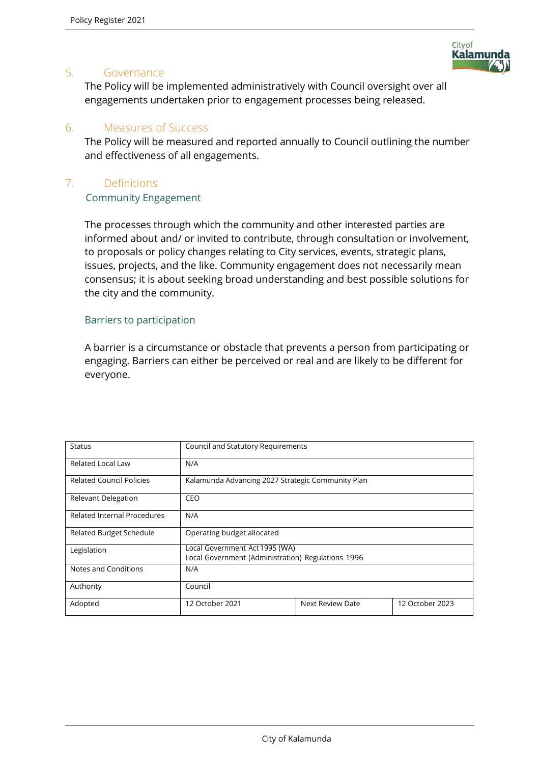## 5. Governance

The Policy will be implemented administratively with Council oversight over all engagements undertaken prior to engagement processes being released.

## 6. Measures of Success

The Policy will be measured and reported annually to Council outlining the number and effectiveness of all engagements.

## 7. Definitions

### Community Engagement

The processes through which the community and other interested parties are informed about and/ or invited to contribute, through consultation or involvement, to proposals or policy changes relating to City services, events, strategic plans, issues, projects, and the like. Community engagement does not necessarily mean consensus; it is about seeking broad understanding and best possible solutions for the city and the community.

### Barriers to participation

A barrier is a circumstance or obstacle that prevents a person from participating or engaging. Barriers can either be perceived or real and are likely to be different for everyone.

| | | | |
|---|---|---|---|
| Status | Council and Statutory Requirements | | |
| Related Local Law | N/A | | |
| Related Council Policies | Kalamunda Advancing 2027 Strategic Community Plan | | |
| Relevant Delegation | CEO | | |
| Related Internal Procedures | N/A | | |
| Related Budget Schedule | Operating budget allocated | | |
| Legislation | Local Government Act 1995 (WA)<br>Local Government (Administration) Regulations 1996 | | |
| Notes and Conditions | N/A | | |
| Authority | Council | | |
| Adopted | 12 October 2021 | Next Review Date | 12 October 2023 |